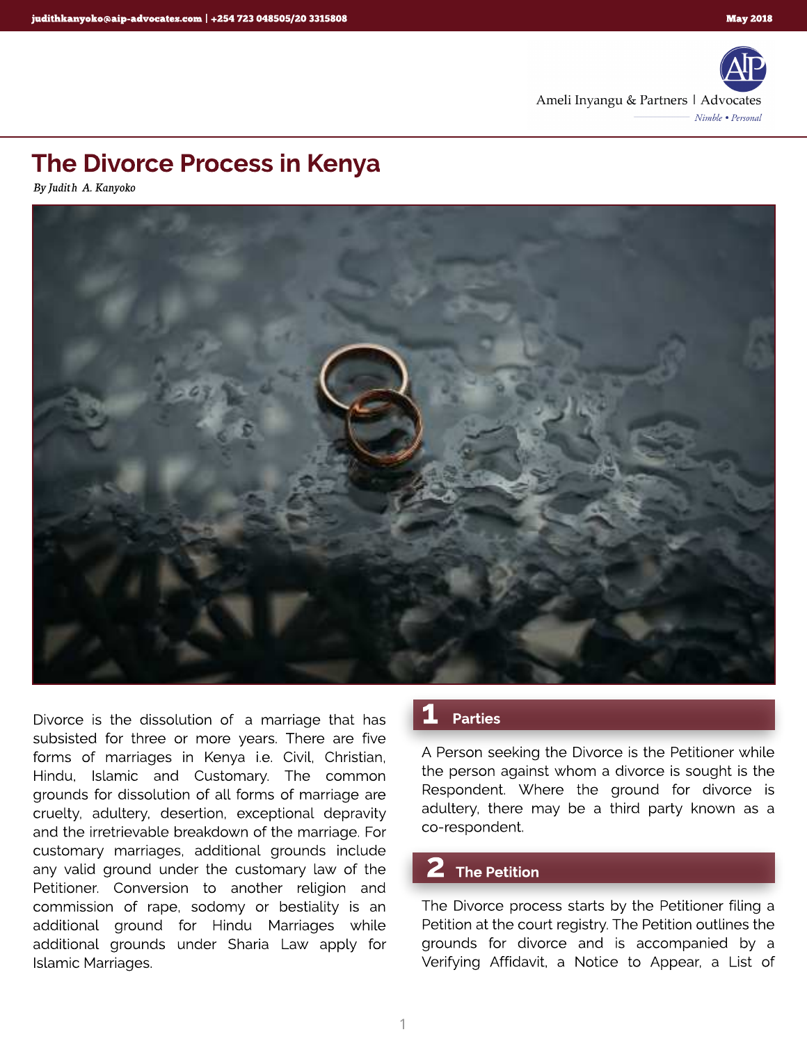# The Divorce Process in Kenya

*By Judith A. Kanyoko*

Divorce is the dissolution of a marriage that has subsisted for three or more years. There are five forms of marriages in Kenya i.e. Civil, Christian, Hindu, Islamic and Customary. The common grounds for dissolution of all forms of marriage are cruelty, adultery, desertion, exceptional depravity and the irretrievable breakdown of the marriage. For customary marriages, additional grounds include any valid ground under the customary law of the Petitioner. Conversion to another religion and commission of rape, sodomy or bestiality is an additional ground for Hindu Marriages while additional grounds under Sharia Law apply for Islamic Marriages.

## 1 Parties

A Person seeking the Divorce is the Petitioner while the person against whom a divorce is sought is the Respondent. Where the ground for divorce is adultery, there may be a third party known as a co-respondent.

## 2 The Petition

The Divorce process starts by the Petitioner filing a Petition at the court registry. The Petition outlines the grounds for divorce and is accompanied by a Verifying Affidavit, a Notice to Appear, a List of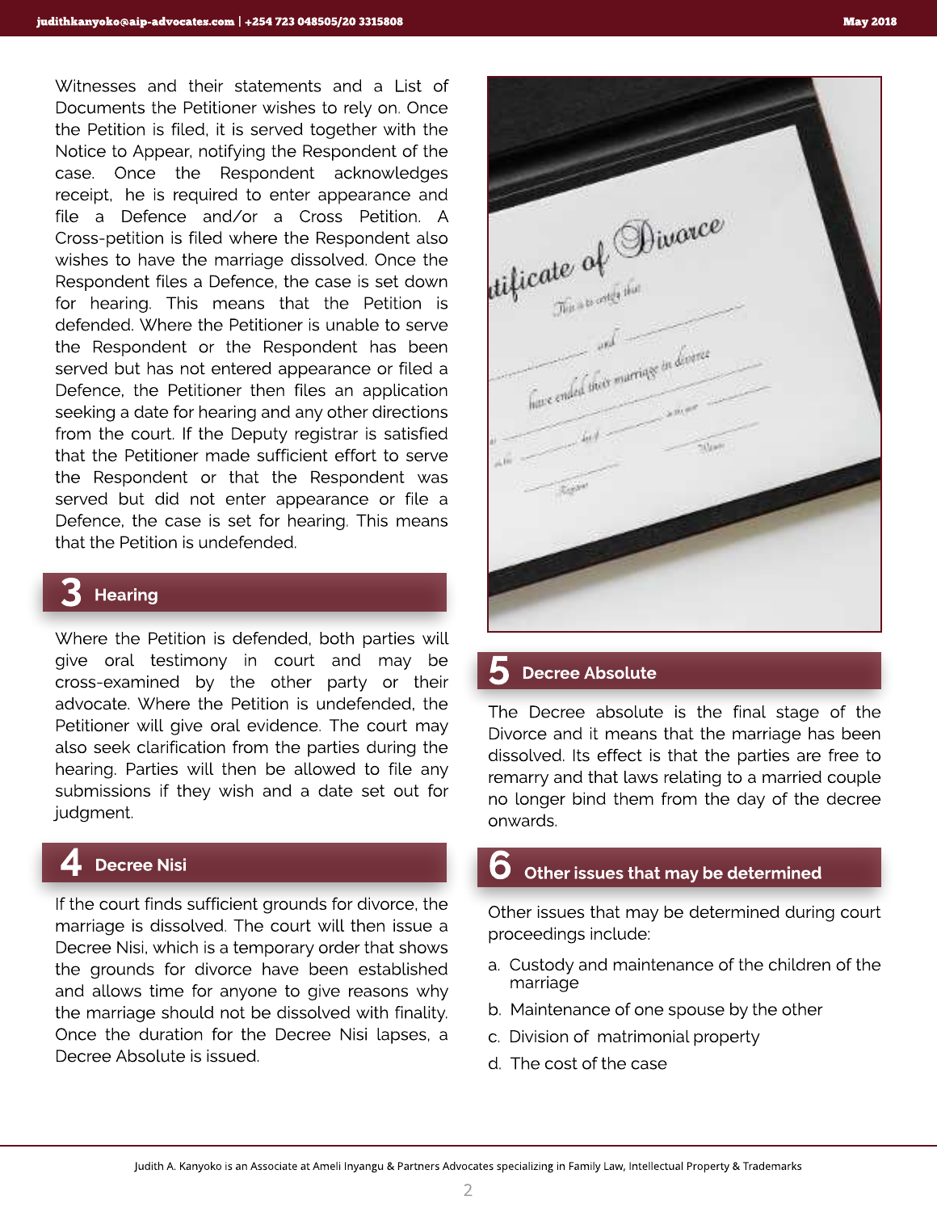Witnesses and their statements and a List of Documents the Petitioner wishes to rely on. Once the Petition is filed, it is served together with the Notice to Appear, notifying the Respondent of the case. Once the Respondent acknowledges receipt, he is required to enter appearance and file a Defence and/or a Cross Petition. A Cross-petition is filed where the Respondent also wishes to have the marriage dissolved. Once the Respondent files a Defence, the case is set down for hearing. This means that the Petition is defended. Where the Petitioner is unable to serve the Respondent or the Respondent has been served but has not entered appearance or filed a Defence, the Petitioner then files an application seeking a date for hearing and any other directions from the court. If the Deputy registrar is satisfied that the Petitioner made sufficient effort to serve the Respondent or that the Respondent was served but did not enter appearance or file a Defence, the case is set for hearing. This means that the Petition is undefended.

## 3 Hearing

Where the Petition is defended, both parties will give oral testimony in court and may be cross-examined by the other party or their advocate. Where the Petition is undefended, the Petitioner will give oral evidence. The court may also seek clarification from the parties during the hearing. Parties will then be allowed to file any submissions if they wish and a date set out for judgment.

## 4 Decree Nisi

If the court finds sufficient grounds for divorce, the marriage is dissolved. The court will then issue a Decree Nisi, which is a temporary order that shows the grounds for divorce have been established and allows time for anyone to give reasons why the marriage should not be dissolved with finality. Once the duration for the Decree Nisi lapses, a Decree Absolute is issued.

## 5 Decree Absolute

The Decree absolute is the final stage of the Divorce and it means that the marriage has been dissolved. Its effect is that the parties are free to remarry and that laws relating to a married couple no longer bind them from the day of the decree onwards.

## 6 Other issues that may be determined

Other issues that may be determined during court proceedings include:

a. Custody and maintenance of the children of the marriage
b. Maintenance of one spouse by the other
c. Division of matrimonial property
d. The cost of the case

Judith A. Kanyoko is an Associate at Ameli Inyangu & Partners Advocates specializing in Family Law, Intellectual Property & Trademarks